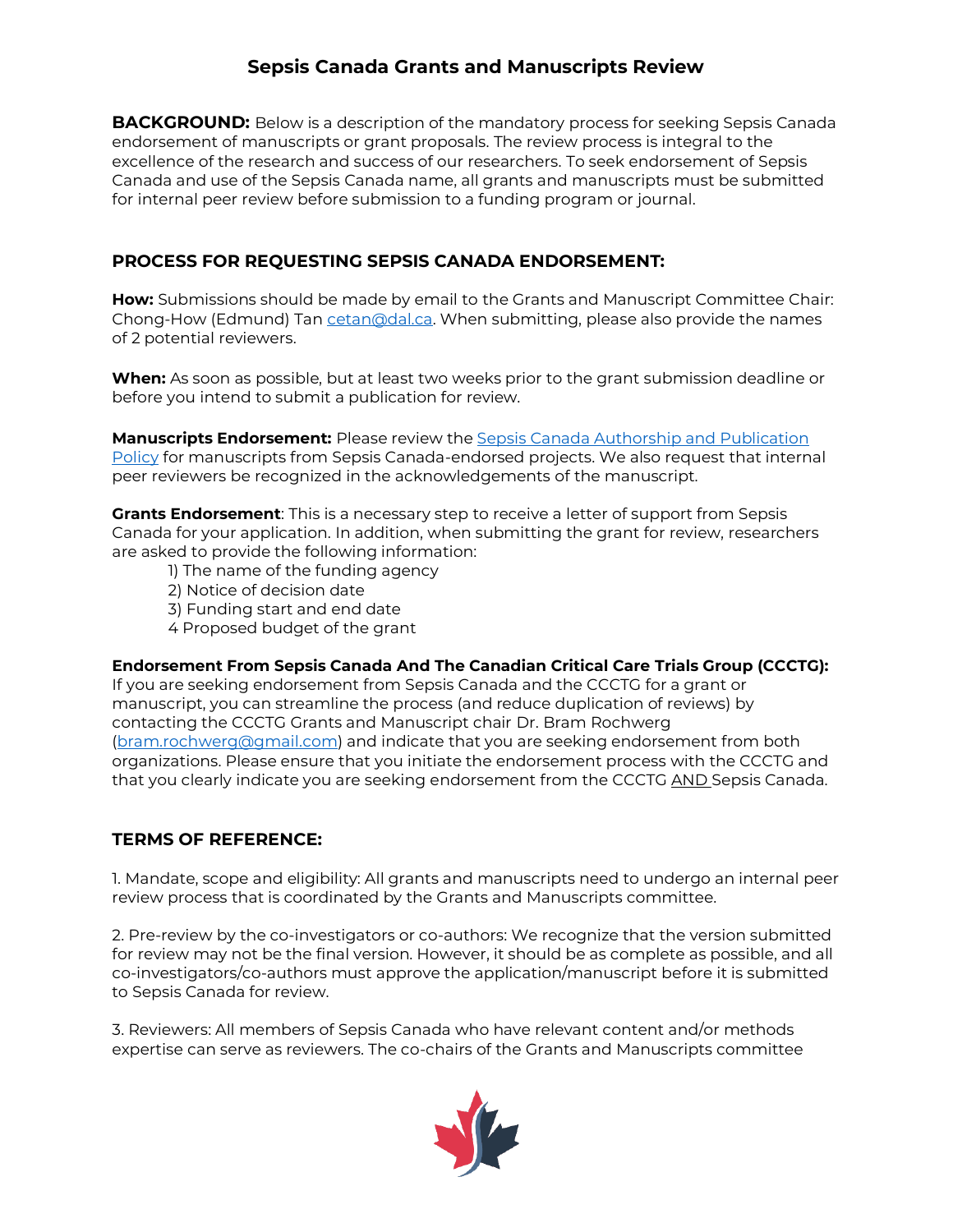# Sepsis Canada Grants and Manuscripts Review

**BACKGROUND:** Below is a description of the mandatory process for seeking Sepsis Canada endorsement of manuscripts or grant proposals. The review process is integral to the excellence of the research and success of our researchers. To seek endorsement of Sepsis Canada and use of the Sepsis Canada name, all grants and manuscripts must be submitted for internal peer review before submission to a funding program or journal.

## PROCESS FOR REQUESTING SEPSIS CANADA ENDORSEMENT:

**How:** Submissions should be made by email to the Grants and Manuscript Committee Chair: Chong-How (Edmund) Tan cetan@dal.ca. When submitting, please also provide the names of 2 potential reviewers.

**When:** As soon as possible, but at least two weeks prior to the grant submission deadline or before you intend to submit a publication for review.

**Manuscripts Endorsement:** Please review the Sepsis Canada Authorship and Publication Policy for manuscripts from Sepsis Canada-endorsed projects. We also request that internal peer reviewers be recognized in the acknowledgements of the manuscript.

**Grants Endorsement**: This is a necessary step to receive a letter of support from Sepsis Canada for your application. In addition, when submitting the grant for review, researchers are asked to provide the following information:

1) The name of the funding agency
2) Notice of decision date
3) Funding start and end date
4 Proposed budget of the grant

**Endorsement From Sepsis Canada And The Canadian Critical Care Trials Group (CCCTG):** If you are seeking endorsement from Sepsis Canada and the CCCTG for a grant or manuscript, you can streamline the process (and reduce duplication of reviews) by contacting the CCCTG Grants and Manuscript chair Dr. Bram Rochwerg (bram.rochwerg@gmail.com) and indicate that you are seeking endorsement from both organizations. Please ensure that you initiate the endorsement process with the CCCTG and that you clearly indicate you are seeking endorsement from the CCCTG AND Sepsis Canada.

## TERMS OF REFERENCE:

1. Mandate, scope and eligibility: All grants and manuscripts need to undergo an internal peer review process that is coordinated by the Grants and Manuscripts committee.

2. Pre-review by the co-investigators or co-authors: We recognize that the version submitted for review may not be the final version. However, it should be as complete as possible, and all co-investigators/co-authors must approve the application/manuscript before it is submitted to Sepsis Canada for review.

3. Reviewers: All members of Sepsis Canada who have relevant content and/or methods expertise can serve as reviewers. The co-chairs of the Grants and Manuscripts committee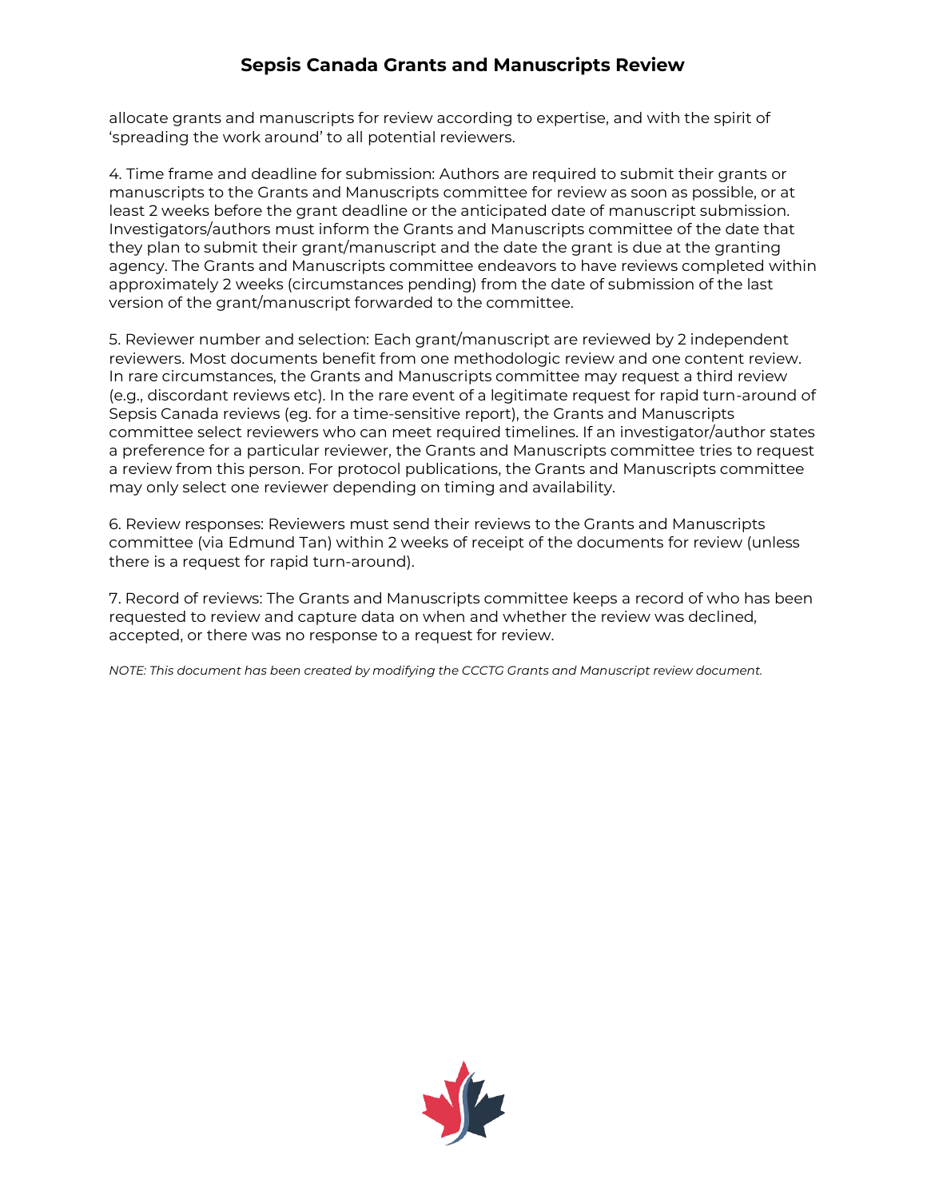allocate grants and manuscripts for review according to expertise, and with the spirit of 'spreading the work around' to all potential reviewers.

4. Time frame and deadline for submission: Authors are required to submit their grants or manuscripts to the Grants and Manuscripts committee for review as soon as possible, or at least 2 weeks before the grant deadline or the anticipated date of manuscript submission. Investigators/authors must inform the Grants and Manuscripts committee of the date that they plan to submit their grant/manuscript and the date the grant is due at the granting agency. The Grants and Manuscripts committee endeavors to have reviews completed within approximately 2 weeks (circumstances pending) from the date of submission of the last version of the grant/manuscript forwarded to the committee.

5. Reviewer number and selection: Each grant/manuscript are reviewed by 2 independent reviewers. Most documents benefit from one methodologic review and one content review. In rare circumstances, the Grants and Manuscripts committee may request a third review (e.g., discordant reviews etc). In the rare event of a legitimate request for rapid turn-around of Sepsis Canada reviews (eg. for a time-sensitive report), the Grants and Manuscripts committee select reviewers who can meet required timelines. If an investigator/author states a preference for a particular reviewer, the Grants and Manuscripts committee tries to request a review from this person. For protocol publications, the Grants and Manuscripts committee may only select one reviewer depending on timing and availability.

6. Review responses: Reviewers must send their reviews to the Grants and Manuscripts committee (via Edmund Tan) within 2 weeks of receipt of the documents for review (unless there is a request for rapid turn-around).

7. Record of reviews: The Grants and Manuscripts committee keeps a record of who has been requested to review and capture data on when and whether the review was declined, accepted, or there was no response to a request for review.

*NOTE: This document has been created by modifying the CCCTG Grants and Manuscript review document.*